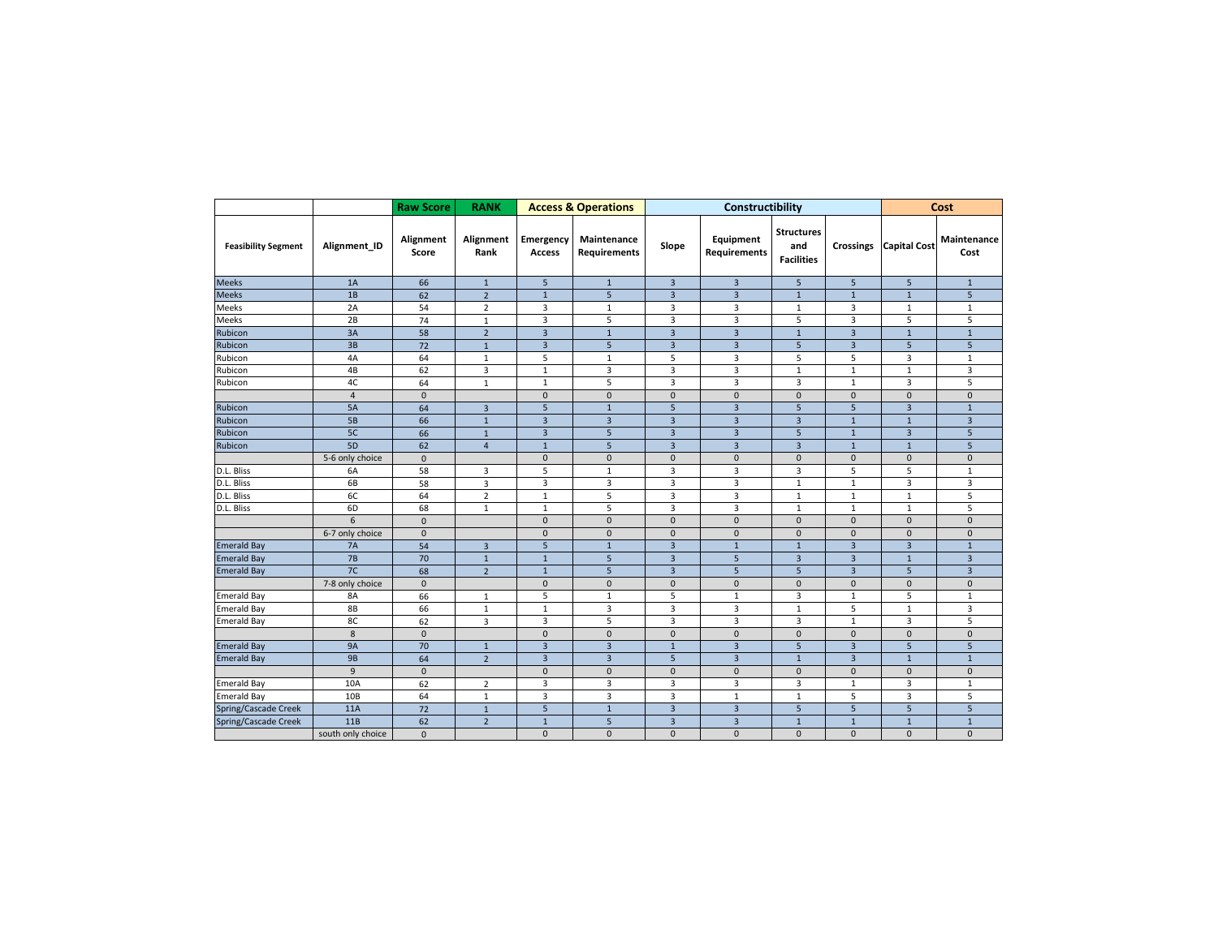| | | Raw Score | RANK | Access & Operations | | Constructibility | | | | Cost | |
|---|---|---|---|---|---|---|---|---|---|---|---|
| Feasibility Segment | Alignment_ID | Alignment Score | Alignment Rank | Emergency Access | Maintenance Requirements | Slope | Equipment Requirements | Structures and Facilities | Crossings | Capital Cost | Maintenance Cost |
| Meeks | 1A | 66 | 1 | 5 | 1 | 3 | 3 | 5 | 5 | 5 | 1 |
| Meeks | 1B | 62 | 2 | 1 | 5 | 3 | 3 | 1 | 1 | 1 | 5 |
| Meeks | 2A | 54 | 2 | 3 | 1 | 3 | 3 | 1 | 3 | 1 | 1 |
| Meeks | 2B | 74 | 1 | 3 | 5 | 3 | 3 | 5 | 3 | 5 | 5 |
| Rubicon | 3A | 58 | 2 | 3 | 1 | 3 | 3 | 1 | 3 | 1 | 1 |
| Rubicon | 3B | 72 | 1 | 3 | 5 | 3 | 3 | 5 | 3 | 5 | 5 |
| Rubicon | 4A | 64 | 1 | 5 | 1 | 5 | 3 | 5 | 5 | 3 | 1 |
| Rubicon | 4B | 62 | 3 | 1 | 3 | 3 | 3 | 1 | 1 | 1 | 3 |
| Rubicon | 4C | 64 | 1 | 1 | 5 | 3 | 3 | 3 | 1 | 3 | 5 |
| | 4 | 0 | | 0 | 0 | 0 | 0 | 0 | 0 | 0 | 0 |
| Rubicon | 5A | 64 | 3 | 5 | 1 | 5 | 3 | 5 | 5 | 3 | 1 |
| Rubicon | 5B | 66 | 1 | 3 | 3 | 3 | 3 | 3 | 1 | 1 | 3 |
| Rubicon | 5C | 66 | 1 | 3 | 5 | 3 | 3 | 5 | 1 | 3 | 5 |
| Rubicon | 5D | 62 | 4 | 1 | 5 | 3 | 3 | 3 | 1 | 1 | 5 |
| | 5-6 only choice | 0 | | 0 | 0 | 0 | 0 | 0 | 0 | 0 | 0 |
| D.L. Bliss | 6A | 58 | 3 | 5 | 1 | 3 | 3 | 3 | 5 | 5 | 1 |
| D.L. Bliss | 6B | 58 | 3 | 3 | 3 | 3 | 3 | 1 | 1 | 3 | 3 |
| D.L. Bliss | 6C | 64 | 2 | 1 | 5 | 3 | 3 | 1 | 1 | 1 | 5 |
| D.L. Bliss | 6D | 68 | 1 | 1 | 5 | 3 | 3 | 1 | 1 | 1 | 5 |
| | 6 | 0 | | 0 | 0 | 0 | 0 | 0 | 0 | 0 | 0 |
| | 6-7 only choice | 0 | | 0 | 0 | 0 | 0 | 0 | 0 | 0 | 0 |
| Emerald Bay | 7A | 54 | 3 | 5 | 1 | 3 | 1 | 1 | 3 | 3 | 1 |
| Emerald Bay | 7B | 70 | 1 | 1 | 5 | 3 | 5 | 3 | 3 | 1 | 3 |
| Emerald Bay | 7C | 68 | 2 | 1 | 5 | 3 | 5 | 5 | 3 | 5 | 3 |
| | 7-8 only choice | 0 | | 0 | 0 | 0 | 0 | 0 | 0 | 0 | 0 |
| Emerald Bay | 8A | 66 | 1 | 5 | 1 | 5 | 1 | 3 | 1 | 5 | 1 |
| Emerald Bay | 8B | 66 | 1 | 1 | 3 | 3 | 3 | 1 | 5 | 1 | 3 |
| Emerald Bay | 8C | 62 | 3 | 3 | 5 | 3 | 3 | 3 | 1 | 3 | 5 |
| | 8 | 0 | | 0 | 0 | 0 | 0 | 0 | 0 | 0 | 0 |
| Emerald Bay | 9A | 70 | 1 | 3 | 3 | 1 | 3 | 5 | 3 | 5 | 5 |
| Emerald Bay | 9B | 64 | 2 | 3 | 3 | 5 | 3 | 1 | 3 | 1 | 1 |
| | 9 | 0 | | 0 | 0 | 0 | 0 | 0 | 0 | 0 | 0 |
| Emerald Bay | 10A | 62 | 2 | 3 | 3 | 3 | 3 | 3 | 1 | 3 | 1 |
| Emerald Bay | 10B | 64 | 1 | 3 | 3 | 3 | 1 | 1 | 5 | 3 | 5 |
| Spring/Cascade Creek | 11A | 72 | 1 | 5 | 1 | 3 | 3 | 5 | 5 | 5 | 5 |
| Spring/Cascade Creek | 11B | 62 | 2 | 1 | 5 | 3 | 3 | 1 | 1 | 1 | 1 |
| | south only choice | 0 | | 0 | 0 | 0 | 0 | 0 | 0 | 0 | 0 |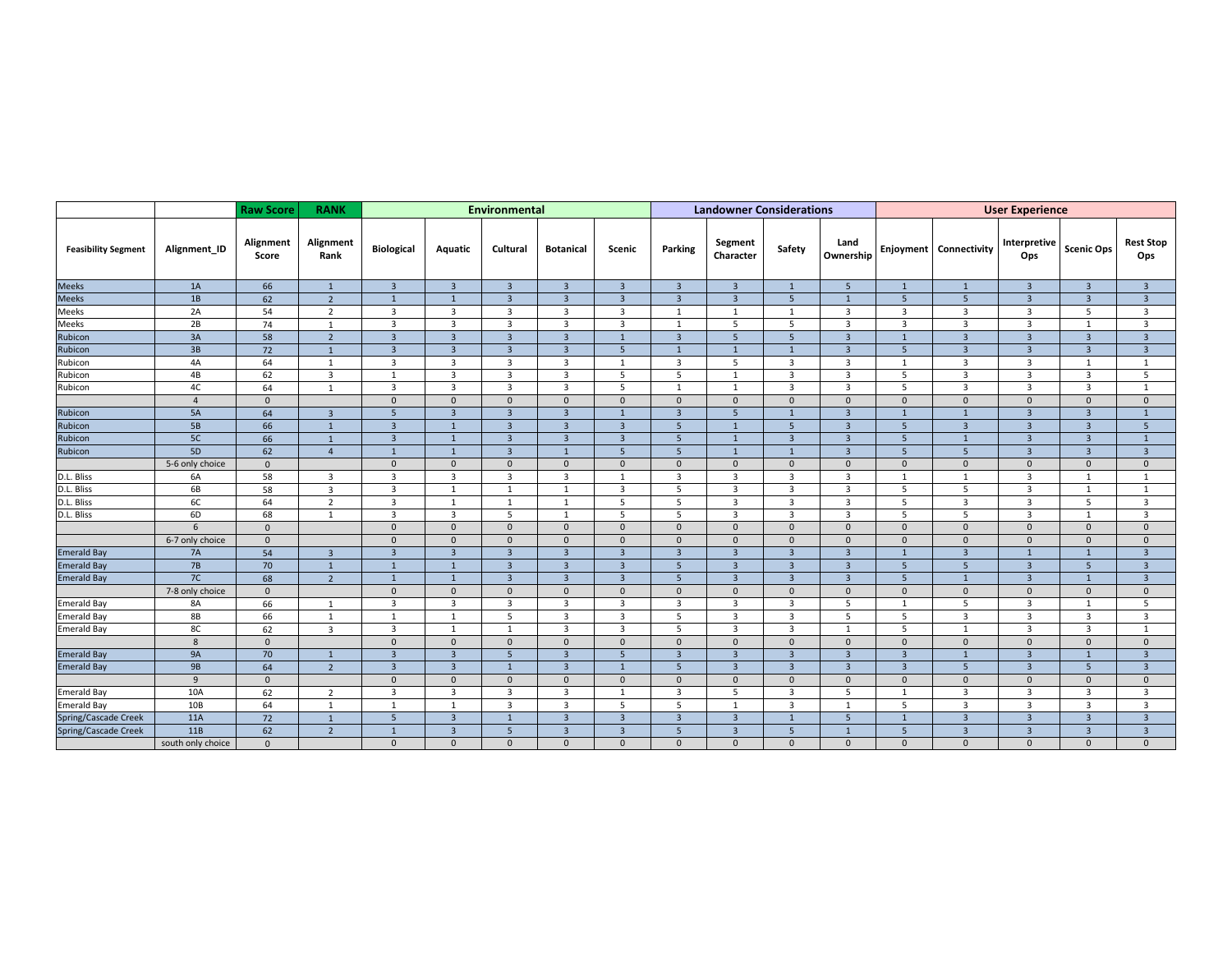| | | Raw Score | RANK | Environmental | | | | | Landowner Considerations | | | | User Experience | | | | |
|---|---|---|---|---|---|---|---|---|---|---|---|---|---|---|---|---|---|
| Feasibility Segment | Alignment_ID | Alignment Score | Alignment Rank | Biological | Aquatic | Cultural | Botanical | Scenic | Parking | Segment Character | Safety | Land Ownership | Enjoyment | Connectivity | Interpretive Ops | Scenic Ops | Rest Stop Ops |
| Meeks | 1A | 66 | 1 | 3 | 3 | 3 | 3 | 3 | 3 | 3 | 1 | 5 | 1 | 1 | 3 | 3 | 3 |
| Meeks | 1B | 62 | 2 | 1 | 1 | 3 | 3 | 3 | 3 | 3 | 5 | 1 | 5 | 5 | 3 | 3 | 3 |
| Meeks | 2A | 54 | 2 | 3 | 3 | 3 | 3 | 3 | 1 | 1 | 1 | 3 | 3 | 3 | 3 | 5 | 3 |
| Meeks | 2B | 74 | 1 | 3 | 3 | 3 | 3 | 3 | 1 | 5 | 5 | 3 | 3 | 3 | 3 | 1 | 3 |
| Rubicon | 3A | 58 | 2 | 3 | 3 | 3 | 3 | 1 | 3 | 5 | 5 | 3 | 1 | 3 | 3 | 3 | 3 |
| Rubicon | 3B | 72 | 1 | 3 | 3 | 3 | 3 | 5 | 1 | 1 | 1 | 3 | 5 | 3 | 3 | 3 | 3 |
| Rubicon | 4A | 64 | 1 | 3 | 3 | 3 | 3 | 1 | 3 | 5 | 3 | 3 | 1 | 3 | 3 | 1 | 1 |
| Rubicon | 4B | 62 | 3 | 1 | 3 | 3 | 3 | 5 | 5 | 1 | 3 | 3 | 5 | 3 | 3 | 3 | 5 |
| Rubicon | 4C | 64 | 1 | 3 | 3 | 3 | 3 | 5 | 1 | 1 | 3 | 3 | 5 | 3 | 3 | 3 | 1 |
| | 4 | 0 | | 0 | 0 | 0 | 0 | 0 | 0 | 0 | 0 | 0 | 0 | 0 | 0 | 0 | 0 |
| Rubicon | 5A | 64 | 3 | 5 | 3 | 3 | 3 | 1 | 3 | 5 | 1 | 3 | 1 | 1 | 3 | 3 | 1 |
| Rubicon | 5B | 66 | 1 | 3 | 1 | 3 | 3 | 3 | 5 | 1 | 5 | 3 | 5 | 3 | 3 | 3 | 5 |
| Rubicon | 5C | 66 | 1 | 3 | 1 | 3 | 3 | 3 | 5 | 1 | 3 | 3 | 5 | 1 | 3 | 3 | 1 |
| Rubicon | 5D | 62 | 4 | 1 | 1 | 3 | 1 | 5 | 5 | 1 | 1 | 3 | 5 | 5 | 3 | 3 | 3 |
| | 5-6 only choice | 0 | | 0 | 0 | 0 | 0 | 0 | 0 | 0 | 0 | 0 | 0 | 0 | 0 | 0 | 0 |
| D.L. Bliss | 6A | 58 | 3 | 3 | 3 | 3 | 3 | 1 | 3 | 3 | 3 | 3 | 1 | 1 | 3 | 1 | 1 |
| D.L. Bliss | 6B | 58 | 3 | 3 | 1 | 1 | 1 | 3 | 5 | 3 | 3 | 3 | 5 | 5 | 3 | 1 | 1 |
| D.L. Bliss | 6C | 64 | 2 | 3 | 1 | 1 | 1 | 5 | 5 | 3 | 3 | 3 | 5 | 3 | 3 | 5 | 3 |
| D.L. Bliss | 6D | 68 | 1 | 3 | 3 | 5 | 1 | 5 | 5 | 3 | 3 | 3 | 5 | 5 | 3 | 1 | 3 |
| | 6 | 0 | | 0 | 0 | 0 | 0 | 0 | 0 | 0 | 0 | 0 | 0 | 0 | 0 | 0 | 0 |
| | 6-7 only choice | 0 | | 0 | 0 | 0 | 0 | 0 | 0 | 0 | 0 | 0 | 0 | 0 | 0 | 0 | 0 |
| Emerald Bay | 7A | 54 | 3 | 3 | 3 | 3 | 3 | 3 | 3 | 3 | 3 | 3 | 1 | 3 | 1 | 1 | 3 |
| Emerald Bay | 7B | 70 | 1 | 1 | 1 | 3 | 3 | 3 | 5 | 3 | 3 | 3 | 5 | 5 | 3 | 5 | 3 |
| Emerald Bay | 7C | 68 | 2 | 1 | 1 | 3 | 3 | 3 | 5 | 3 | 3 | 3 | 5 | 1 | 3 | 1 | 3 |
| | 7-8 only choice | 0 | | 0 | 0 | 0 | 0 | 0 | 0 | 0 | 0 | 0 | 0 | 0 | 0 | 0 | 0 |
| Emerald Bay | 8A | 66 | 1 | 3 | 3 | 3 | 3 | 3 | 3 | 3 | 3 | 5 | 1 | 5 | 3 | 1 | 5 |
| Emerald Bay | 8B | 66 | 1 | 1 | 1 | 5 | 3 | 3 | 5 | 3 | 3 | 5 | 5 | 3 | 3 | 3 | 3 |
| Emerald Bay | 8C | 62 | 3 | 3 | 1 | 1 | 3 | 3 | 5 | 3 | 3 | 1 | 5 | 1 | 3 | 3 | 1 |
| | 8 | 0 | | 0 | 0 | 0 | 0 | 0 | 0 | 0 | 0 | 0 | 0 | 0 | 0 | 0 | 0 |
| Emerald Bay | 9A | 70 | 1 | 3 | 3 | 5 | 3 | 5 | 3 | 3 | 3 | 3 | 3 | 1 | 3 | 1 | 3 |
| Emerald Bay | 9B | 64 | 2 | 3 | 3 | 1 | 3 | 1 | 5 | 3 | 3 | 3 | 3 | 5 | 3 | 5 | 3 |
| | 9 | 0 | | 0 | 0 | 0 | 0 | 0 | 0 | 0 | 0 | 0 | 0 | 0 | 0 | 0 | 0 |
| Emerald Bay | 10A | 62 | 2 | 3 | 3 | 3 | 3 | 1 | 3 | 5 | 3 | 5 | 1 | 3 | 3 | 3 | 3 |
| Emerald Bay | 10B | 64 | 1 | 1 | 1 | 3 | 3 | 5 | 5 | 1 | 3 | 1 | 5 | 3 | 3 | 3 | 3 |
| Spring/Cascade Creek | 11A | 72 | 1 | 5 | 3 | 1 | 3 | 3 | 3 | 3 | 1 | 5 | 1 | 3 | 3 | 3 | 3 |
| Spring/Cascade Creek | 11B | 62 | 2 | 1 | 3 | 5 | 3 | 3 | 5 | 3 | 5 | 1 | 5 | 3 | 3 | 3 | 3 |
| | south only choice | 0 | | 0 | 0 | 0 | 0 | 0 | 0 | 0 | 0 | 0 | 0 | 0 | 0 | 0 | 0 |